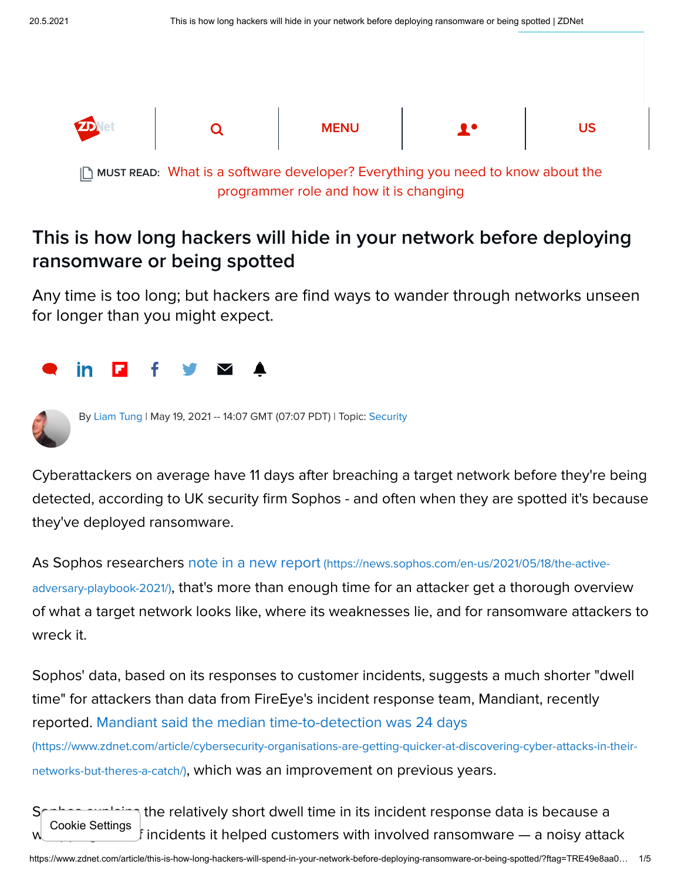**MUST READ:** What is a software developer? Everything you need to know about the programmer role and how it is changing

# This is how long hackers will hide in your network before deploying ransomware or being spotted

Any time is too long; but hackers are find ways to wander through networks unseen for longer than you might expect.

By Liam Tung | May 19, 2021 -- 14:07 GMT (07:07 PDT) | Topic: Security

Cyberattackers on average have 11 days after breaching a target network before they're being detected, according to UK security firm Sophos - and often when they are spotted it's because they've deployed ransomware.

As Sophos researchers note in a new report (https://news.sophos.com/en-us/2021/05/18/the-active-adversary-playbook-2021/), that's more than enough time for an attacker get a thorough overview of what a target network looks like, where its weaknesses lie, and for ransomware attackers to wreck it.

Sophos' data, based on its responses to customer incidents, suggests a much shorter "dwell time" for attackers than data from FireEye's incident response team, Mandiant, recently reported. Mandiant said the median time-to-detection was 24 days (https://www.zdnet.com/article/cybersecurity-organisations-are-getting-quicker-at-discovering-cyber-attacks-in-their-networks-but-theres-a-catch/), which was an improvement on previous years.

Sophos explains the relatively short dwell time in its incident response data is because a w[...] [...]f incidents it helped customers with involved ransomware — a noisy attack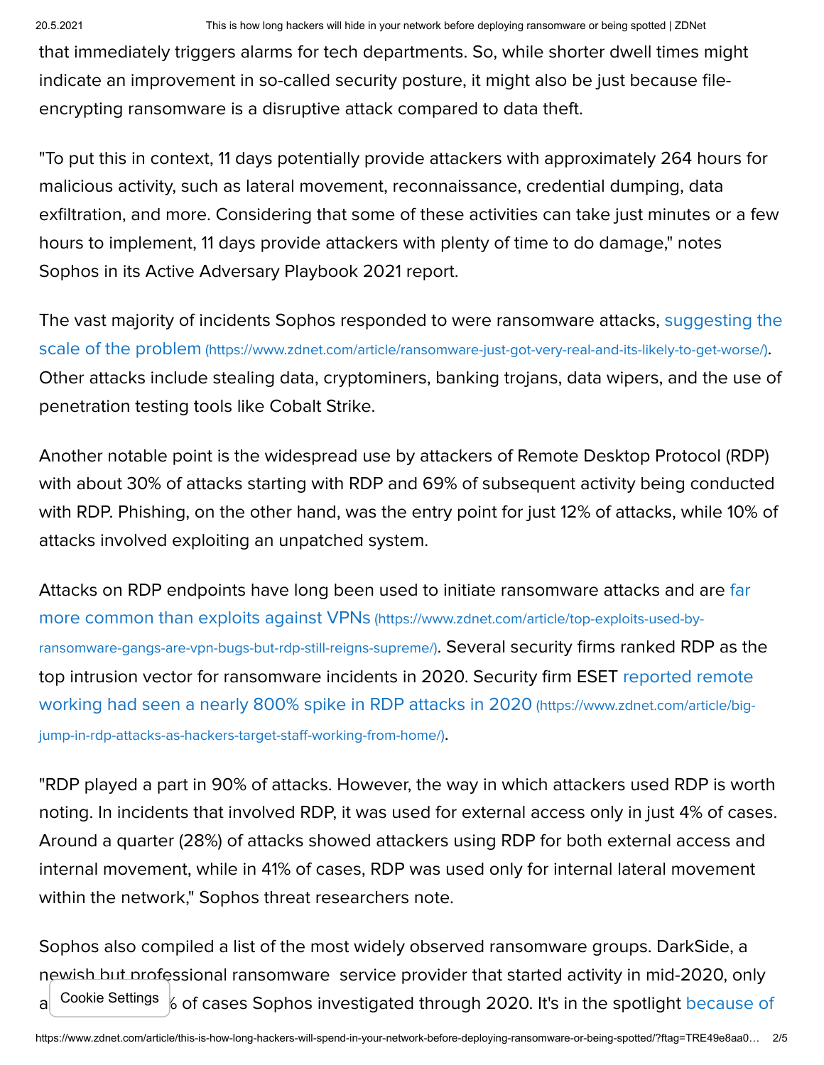that immediately triggers alarms for tech departments. So, while shorter dwell times might indicate an improvement in so-called security posture, it might also be just because file-encrypting ransomware is a disruptive attack compared to data theft.

"To put this in context, 11 days potentially provide attackers with approximately 264 hours for malicious activity, such as lateral movement, reconnaissance, credential dumping, data exfiltration, and more. Considering that some of these activities can take just minutes or a few hours to implement, 11 days provide attackers with plenty of time to do damage," notes Sophos in its Active Adversary Playbook 2021 report.

The vast majority of incidents Sophos responded to were ransomware attacks, suggesting the scale of the problem (https://www.zdnet.com/article/ransomware-just-got-very-real-and-its-likely-to-get-worse/). Other attacks include stealing data, cryptominers, banking trojans, data wipers, and the use of penetration testing tools like Cobalt Strike.

Another notable point is the widespread use by attackers of Remote Desktop Protocol (RDP) with about 30% of attacks starting with RDP and 69% of subsequent activity being conducted with RDP. Phishing, on the other hand, was the entry point for just 12% of attacks, while 10% of attacks involved exploiting an unpatched system.

Attacks on RDP endpoints have long been used to initiate ransomware attacks and are far more common than exploits against VPNs (https://www.zdnet.com/article/top-exploits-used-by-ransomware-gangs-are-vpn-bugs-but-rdp-still-reigns-supreme/). Several security firms ranked RDP as the top intrusion vector for ransomware incidents in 2020. Security firm ESET reported remote working had seen a nearly 800% spike in RDP attacks in 2020 (https://www.zdnet.com/article/big-jump-in-rdp-attacks-as-hackers-target-staff-working-from-home/).

"RDP played a part in 90% of attacks. However, the way in which attackers used RDP is worth noting. In incidents that involved RDP, it was used for external access only in just 4% of cases. Around a quarter (28%) of attacks showed attackers using RDP for both external access and internal movement, while in 41% of cases, RDP was used only for internal lateral movement within the network," Sophos threat researchers note.

Sophos also compiled a list of the most widely observed ransomware groups. DarkSide, a newish but professional ransomware service provider that started activity in mid-2020, only a[...]% of cases Sophos investigated through 2020. It's in the spotlight because of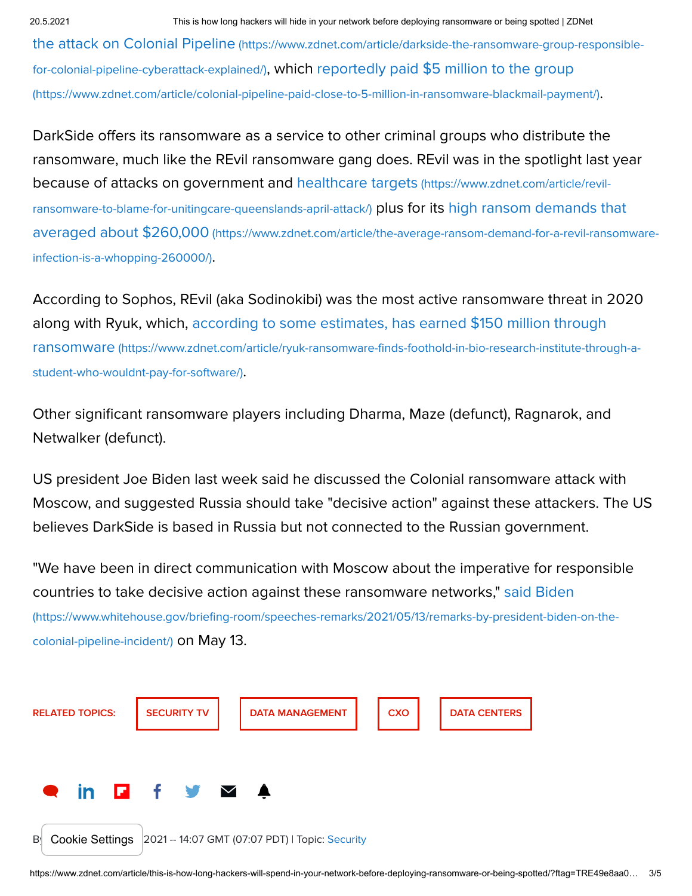the attack on Colonial Pipeline (https://www.zdnet.com/article/darkside-the-ransomware-group-responsible-for-colonial-pipeline-cyberattack-explained/), which reportedly paid $5 million to the group (https://www.zdnet.com/article/colonial-pipeline-paid-close-to-5-million-in-ransomware-blackmail-payment/).

DarkSide offers its ransomware as a service to other criminal groups who distribute the ransomware, much like the REvil ransomware gang does. REvil was in the spotlight last year because of attacks on government and healthcare targets (https://www.zdnet.com/article/revil-ransomware-to-blame-for-unitingcare-queenslands-april-attack/) plus for its high ransom demands that averaged about $260,000 (https://www.zdnet.com/article/the-average-ransom-demand-for-a-revil-ransomware-infection-is-a-whopping-260000/).

According to Sophos, REvil (aka Sodinokibi) was the most active ransomware threat in 2020 along with Ryuk, which, according to some estimates, has earned $150 million through ransomware (https://www.zdnet.com/article/ryuk-ransomware-finds-foothold-in-bio-research-institute-through-a-student-who-wouldnt-pay-for-software/).

Other significant ransomware players including Dharma, Maze (defunct), Ragnarok, and Netwalker (defunct).

US president Joe Biden last week said he discussed the Colonial ransomware attack with Moscow, and suggested Russia should take "decisive action" against these attackers. The US believes DarkSide is based in Russia but not connected to the Russian government.

"We have been in direct communication with Moscow about the imperative for responsible countries to take decisive action against these ransomware networks," said Biden (https://www.whitehouse.gov/briefing-room/speeches-remarks/2021/05/13/remarks-by-president-biden-on-the-colonial-pipeline-incident/) on May 13.

RELATED TOPICS: SECURITY TV | DATA MANAGEMENT | CXO | DATA CENTERS

By Cookie Settings 2021 -- 14:07 GMT (07:07 PDT) | Topic: Security